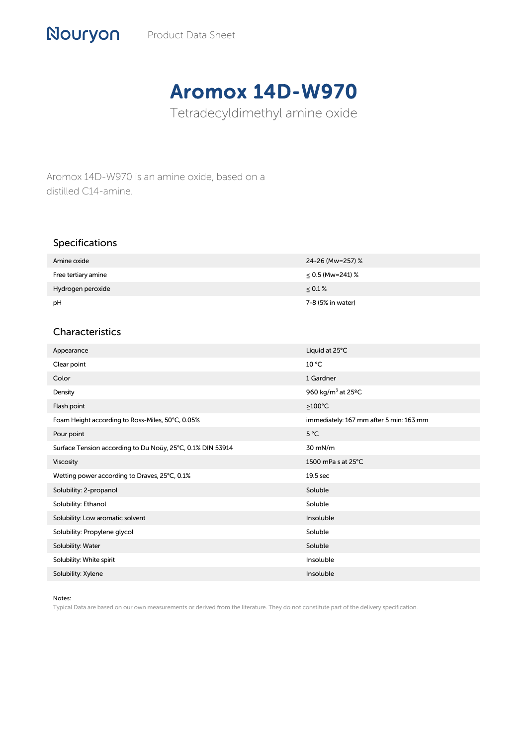Nouryon Product Data Sheet

# Aromox 14D-W970

## Tetradecyldimethyl amine oxide

Aromox 14D-W970 is an amine oxide, based on a distilled C14-amine.

### Specifications

| | |
|---|---|
| Amine oxide | 24-26 (Mw=257) % |
| Free tertiary amine | ≤ 0.5 (Mw=241) % |
| Hydrogen peroxide | ≤ 0.1 % |
| pH | 7-8 (5% in water) |

### Characteristics

| | |
|---|---|
| Appearance | Liquid at 25°C |
| Clear point | 10 °C |
| Color | 1 Gardner |
| Density | 960 kg/m³ at 25ºC |
| Flash point | ≥100°C |
| Foam Height according to Ross-Miles, 50°C, 0.05% | immediately: 167 mm after 5 min: 163 mm |
| Pour point | 5 °C |
| Surface Tension according to Du Noüy, 25°C, 0.1% DIN 53914 | 30 mN/m |
| Viscosity | 1500 mPa s at 25°C |
| Wetting power according to Draves, 25°C, 0.1% | 19.5 sec |
| Solubility: 2-propanol | Soluble |
| Solubility: Ethanol | Soluble |
| Solubility: Low aromatic solvent | Insoluble |
| Solubility: Propylene glycol | Soluble |
| Solubility: Water | Soluble |
| Solubility: White spirit | Insoluble |
| Solubility: Xylene | Insoluble |

Notes:
Typical Data are based on our own measurements or derived from the literature. They do not constitute part of the delivery specification.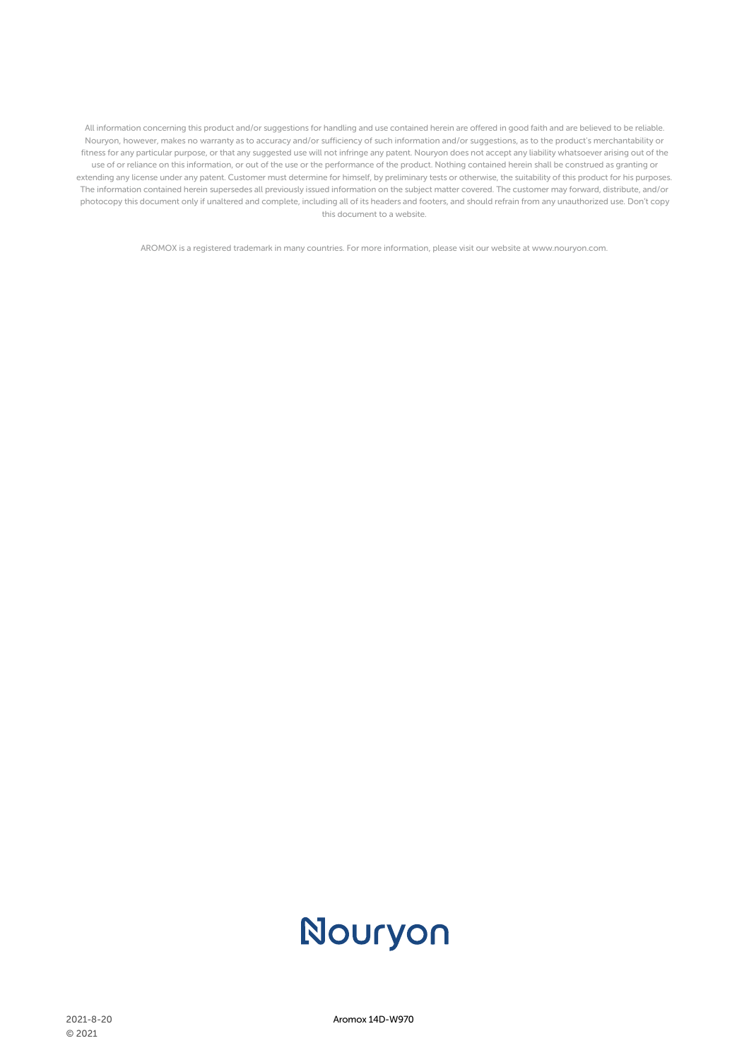All information concerning this product and/or suggestions for handling and use contained herein are offered in good faith and are believed to be reliable. Nouryon, however, makes no warranty as to accuracy and/or sufficiency of such information and/or suggestions, as to the product's merchantability or fitness for any particular purpose, or that any suggested use will not infringe any patent. Nouryon does not accept any liability whatsoever arising out of the use of or reliance on this information, or out of the use or the performance of the product. Nothing contained herein shall be construed as granting or extending any license under any patent. Customer must determine for himself, by preliminary tests or otherwise, the suitability of this product for his purposes. The information contained herein supersedes all previously issued information on the subject matter covered. The customer may forward, distribute, and/or photocopy this document only if unaltered and complete, including all of its headers and footers, and should refrain from any unauthorized use. Don't copy this document to a website.

AROMOX is a registered trademark in many countries. For more information, please visit our website at www.nouryon.com.

Nouryon

2021-8-20
© 2021

Aromox 14D-W970